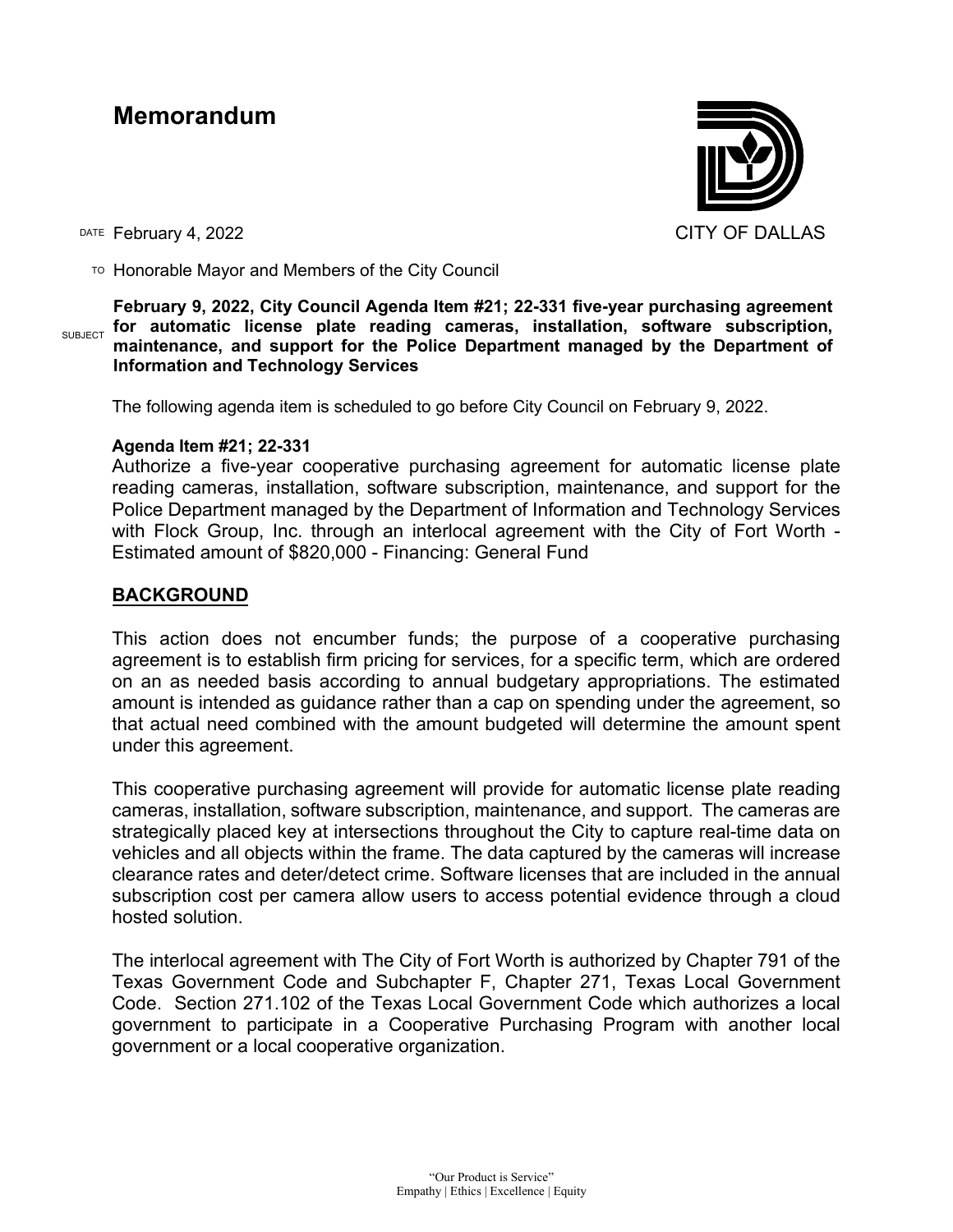# Memorandum

CITY OF DALLAS

DATE February 4, 2022

TO Honorable Mayor and Members of the City Council

SUBJECT **February 9, 2022, City Council Agenda Item #21; 22-331 five-year purchasing agreement for automatic license plate reading cameras, installation, software subscription, maintenance, and support for the Police Department managed by the Department of Information and Technology Services**

The following agenda item is scheduled to go before City Council on February 9, 2022.

**Agenda Item #21; 22-331**

Authorize a five-year cooperative purchasing agreement for automatic license plate reading cameras, installation, software subscription, maintenance, and support for the Police Department managed by the Department of Information and Technology Services with Flock Group, Inc. through an interlocal agreement with the City of Fort Worth - Estimated amount of $820,000 - Financing: General Fund

## BACKGROUND

This action does not encumber funds; the purpose of a cooperative purchasing agreement is to establish firm pricing for services, for a specific term, which are ordered on an as needed basis according to annual budgetary appropriations. The estimated amount is intended as guidance rather than a cap on spending under the agreement, so that actual need combined with the amount budgeted will determine the amount spent under this agreement.

This cooperative purchasing agreement will provide for automatic license plate reading cameras, installation, software subscription, maintenance, and support. The cameras are strategically placed key at intersections throughout the City to capture real-time data on vehicles and all objects within the frame. The data captured by the cameras will increase clearance rates and deter/detect crime. Software licenses that are included in the annual subscription cost per camera allow users to access potential evidence through a cloud hosted solution.

The interlocal agreement with The City of Fort Worth is authorized by Chapter 791 of the Texas Government Code and Subchapter F, Chapter 271, Texas Local Government Code. Section 271.102 of the Texas Local Government Code which authorizes a local government to participate in a Cooperative Purchasing Program with another local government or a local cooperative organization.

"Our Product is Service"
Empathy | Ethics | Excellence | Equity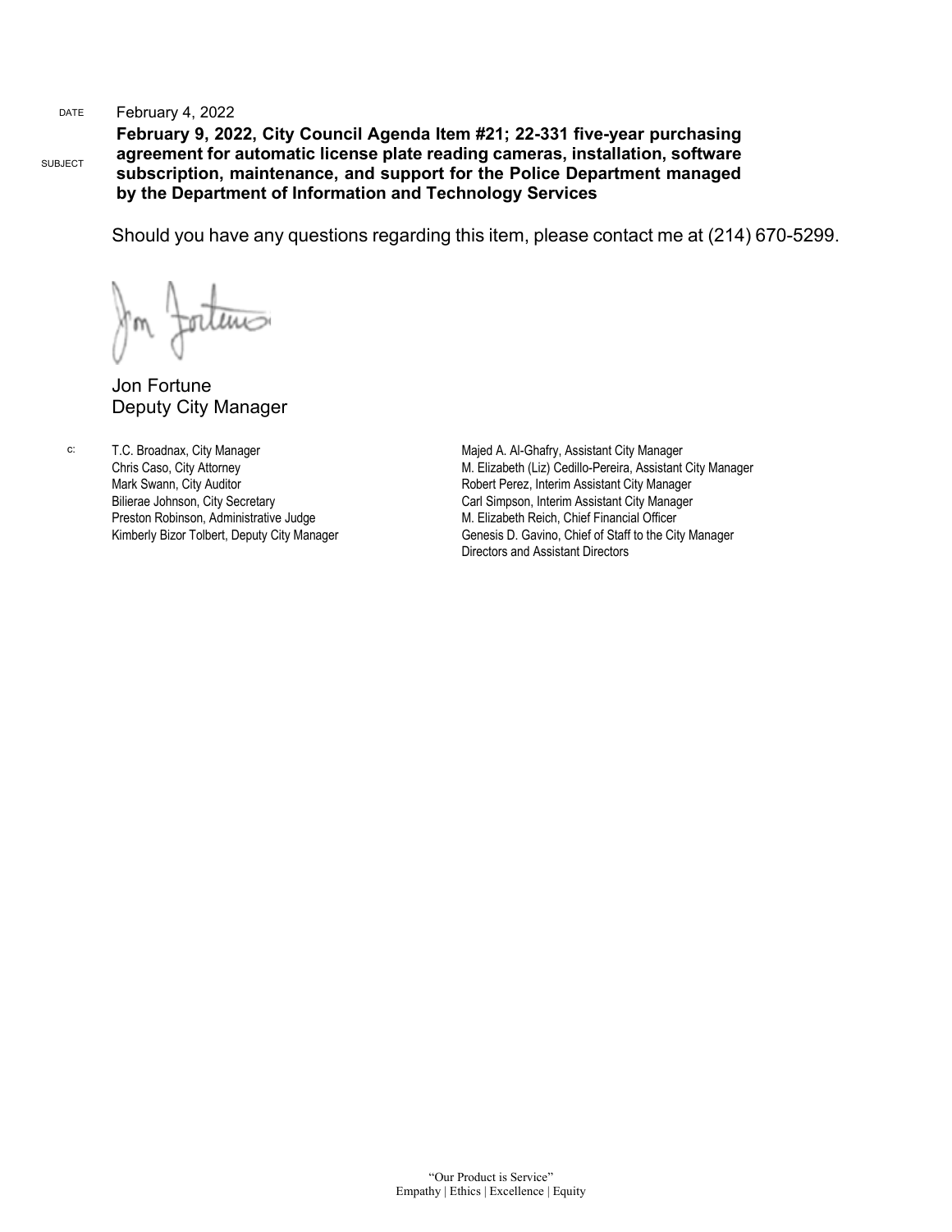DATE February 4, 2022

SUBJECT **February 9, 2022, City Council Agenda Item #21; 22-331 five-year purchasing agreement for automatic license plate reading cameras, installation, software subscription, maintenance, and support for the Police Department managed by the Department of Information and Technology Services**

Should you have any questions regarding this item, please contact me at (214) 670-5299.

Jon Fortune
Deputy City Manager

c:
T.C. Broadnax, City Manager
Chris Caso, City Attorney
Mark Swann, City Auditor
Bilierae Johnson, City Secretary
Preston Robinson, Administrative Judge
Kimberly Bizor Tolbert, Deputy City Manager
Majed A. Al-Ghafry, Assistant City Manager
M. Elizabeth (Liz) Cedillo-Pereira, Assistant City Manager
Robert Perez, Interim Assistant City Manager
Carl Simpson, Interim Assistant City Manager
M. Elizabeth Reich, Chief Financial Officer
Genesis D. Gavino, Chief of Staff to the City Manager
Directors and Assistant Directors

"Our Product is Service"
Empathy | Ethics | Excellence | Equity